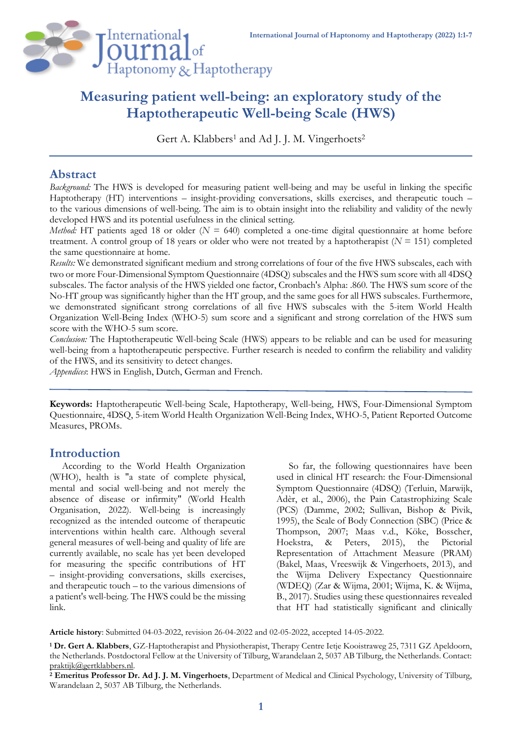# Measuring patient well-being: an exploratory study of the Haptotherapeutic Well-being Scale (HWS)

Gert A. Klabbers[1] and Ad J. J. M. Vingerhoets[2]

## Abstract

*Background:* The HWS is developed for measuring patient well-being and may be useful in linking the specific Haptotherapy (HT) interventions – insight-providing conversations, skills exercises, and therapeutic touch – to the various dimensions of well-being. The aim is to obtain insight into the reliability and validity of the newly developed HWS and its potential usefulness in the clinical setting.

*Method:* HT patients aged 18 or older ($N$ = 640) completed a one-time digital questionnaire at home before treatment. A control group of 18 years or older who were not treated by a haptotherapist ($N$ = 151) completed the same questionnaire at home.

*Results:* We demonstrated significant medium and strong correlations of four of the five HWS subscales, each with two or more Four-Dimensional Symptom Questionnaire (4DSQ) subscales and the HWS sum score with all 4DSQ subscales. The factor analysis of the HWS yielded one factor, Cronbach's Alpha: .860. The HWS sum score of the No-HT group was significantly higher than the HT group, and the same goes for all HWS subscales. Furthermore, we demonstrated significant strong correlations of all five HWS subscales with the 5-item World Health Organization Well-Being Index (WHO-5) sum score and a significant and strong correlation of the HWS sum score with the WHO-5 sum score.

*Conclusion:* The Haptotherapeutic Well-being Scale (HWS) appears to be reliable and can be used for measuring well-being from a haptotherapeutic perspective. Further research is needed to confirm the reliability and validity of the HWS, and its sensitivity to detect changes.

*Appendices*: HWS in English, Dutch, German and French.

**Keywords:** Haptotherapeutic Well-being Scale, Haptotherapy, Well-being, HWS, Four-Dimensional Symptom Questionnaire, 4DSQ, 5-item World Health Organization Well-Being Index, WHO-5, Patient Reported Outcome Measures, PROMs.

## Introduction

According to the World Health Organization (WHO), health is "a state of complete physical, mental and social well-being and not merely the absence of disease or infirmity" (World Health Organisation, 2022). Well-being is increasingly recognized as the intended outcome of therapeutic interventions within health care. Although several general measures of well-being and quality of life are currently available, no scale has yet been developed for measuring the specific contributions of HT – insight-providing conversations, skills exercises, and therapeutic touch – to the various dimensions of a patient's well-being. The HWS could be the missing link.

So far, the following questionnaires have been used in clinical HT research: the Four-Dimensional Symptom Questionnaire (4DSQ) (Terluin, Marwijk, Adèr, et al., 2006), the Pain Catastrophizing Scale (PCS) (Damme, 2002; Sullivan, Bishop & Pivik, 1995), the Scale of Body Connection (SBC) (Price & Thompson, 2007; Maas v.d., Köke, Bosscher, Hoekstra, & Peters, 2015), the Pictorial Representation of Attachment Measure (PRAM) (Bakel, Maas, Vreeswijk & Vingerhoets, 2013), and the Wijma Delivery Expectancy Questionnaire (WDEQ) (Zar & Wijma, 2001; Wijma, K. & Wijma, B., 2017). Studies using these questionnaires revealed that HT had statistically significant and clinically

**Article history**: Submitted 04-03-2022, revision 26-04-2022 and 02-05-2022, accepted 14-05-2022.

[1] **Dr. Gert A. Klabbers**, GZ-Haptotherapist and Physiotherapist, Therapy Centre Ietje Kooistraweg 25, 7311 GZ Apeldoorn, the Netherlands. Postdoctoral Fellow at the University of Tilburg, Warandelaan 2, 5037 AB Tilburg, the Netherlands. Contact: praktijk@gertklabbers.nl.

[2] **Emeritus Professor Dr. Ad J. J. M. Vingerhoets**, Department of Medical and Clinical Psychology, University of Tilburg, Warandelaan 2, 5037 AB Tilburg, the Netherlands.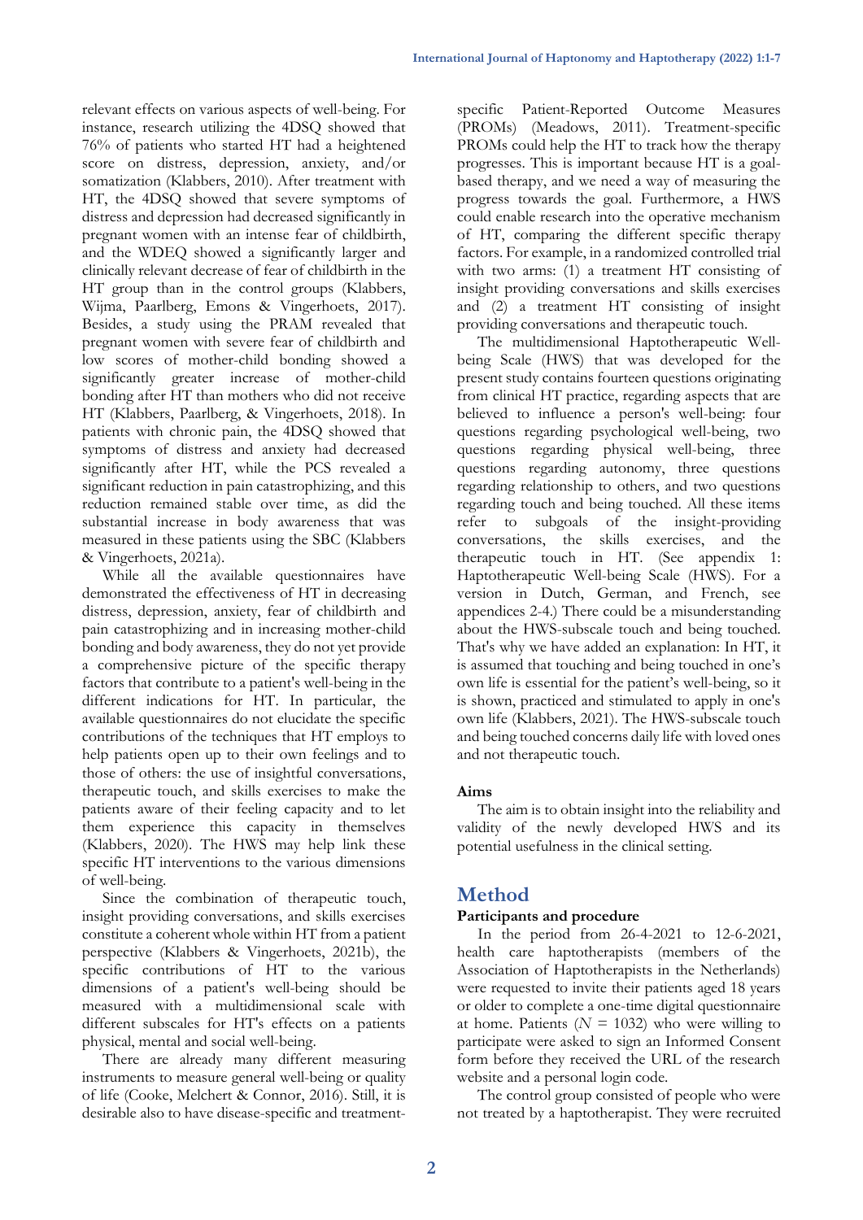relevant effects on various aspects of well-being. For instance, research utilizing the 4DSQ showed that 76% of patients who started HT had a heightened score on distress, depression, anxiety, and/or somatization (Klabbers, 2010). After treatment with HT, the 4DSQ showed that severe symptoms of distress and depression had decreased significantly in pregnant women with an intense fear of childbirth, and the WDEQ showed a significantly larger and clinically relevant decrease of fear of childbirth in the HT group than in the control groups (Klabbers, Wijma, Paarlberg, Emons & Vingerhoets, 2017). Besides, a study using the PRAM revealed that pregnant women with severe fear of childbirth and low scores of mother-child bonding showed a significantly greater increase of mother-child bonding after HT than mothers who did not receive HT (Klabbers, Paarlberg, & Vingerhoets, 2018). In patients with chronic pain, the 4DSQ showed that symptoms of distress and anxiety had decreased significantly after HT, while the PCS revealed a significant reduction in pain catastrophizing, and this reduction remained stable over time, as did the substantial increase in body awareness that was measured in these patients using the SBC (Klabbers & Vingerhoets, 2021a).

While all the available questionnaires have demonstrated the effectiveness of HT in decreasing distress, depression, anxiety, fear of childbirth and pain catastrophizing and in increasing mother-child bonding and body awareness, they do not yet provide a comprehensive picture of the specific therapy factors that contribute to a patient's well-being in the different indications for HT. In particular, the available questionnaires do not elucidate the specific contributions of the techniques that HT employs to help patients open up to their own feelings and to those of others: the use of insightful conversations, therapeutic touch, and skills exercises to make the patients aware of their feeling capacity and to let them experience this capacity in themselves (Klabbers, 2020). The HWS may help link these specific HT interventions to the various dimensions of well-being.

Since the combination of therapeutic touch, insight providing conversations, and skills exercises constitute a coherent whole within HT from a patient perspective (Klabbers & Vingerhoets, 2021b), the specific contributions of HT to the various dimensions of a patient's well-being should be measured with a multidimensional scale with different subscales for HT's effects on a patients physical, mental and social well-being.

There are already many different measuring instruments to measure general well-being or quality of life (Cooke, Melchert & Connor, 2016). Still, it is desirable also to have disease-specific and treatment-specific Patient-Reported Outcome Measures (PROMs) (Meadows, 2011). Treatment-specific PROMs could help the HT to track how the therapy progresses. This is important because HT is a goal-based therapy, and we need a way of measuring the progress towards the goal. Furthermore, a HWS could enable research into the operative mechanism of HT, comparing the different specific therapy factors. For example, in a randomized controlled trial with two arms: (1) a treatment HT consisting of insight providing conversations and skills exercises and (2) a treatment HT consisting of insight providing conversations and therapeutic touch.

The multidimensional Haptotherapeutic Well-being Scale (HWS) that was developed for the present study contains fourteen questions originating from clinical HT practice, regarding aspects that are believed to influence a person's well-being: four questions regarding psychological well-being, two questions regarding physical well-being, three questions regarding autonomy, three questions regarding relationship to others, and two questions regarding touch and being touched. All these items refer to subgoals of the insight-providing conversations, the skills exercises, and the therapeutic touch in HT. (See appendix 1: Haptotherapeutic Well-being Scale (HWS). For a version in Dutch, German, and French, see appendices 2-4.) There could be a misunderstanding about the HWS-subscale touch and being touched. That's why we have added an explanation: In HT, it is assumed that touching and being touched in one's own life is essential for the patient's well-being, so it is shown, practiced and stimulated to apply in one's own life (Klabbers, 2021). The HWS-subscale touch and being touched concerns daily life with loved ones and not therapeutic touch.

### Aims

The aim is to obtain insight into the reliability and validity of the newly developed HWS and its potential usefulness in the clinical setting.

## Method

### Participants and procedure

In the period from 26-4-2021 to 12-6-2021, health care haptotherapists (members of the Association of Haptotherapists in the Netherlands) were requested to invite their patients aged 18 years or older to complete a one-time digital questionnaire at home. Patients ($N$ = 1032) who were willing to participate were asked to sign an Informed Consent form before they received the URL of the research website and a personal login code.

The control group consisted of people who were not treated by a haptotherapist. They were recruited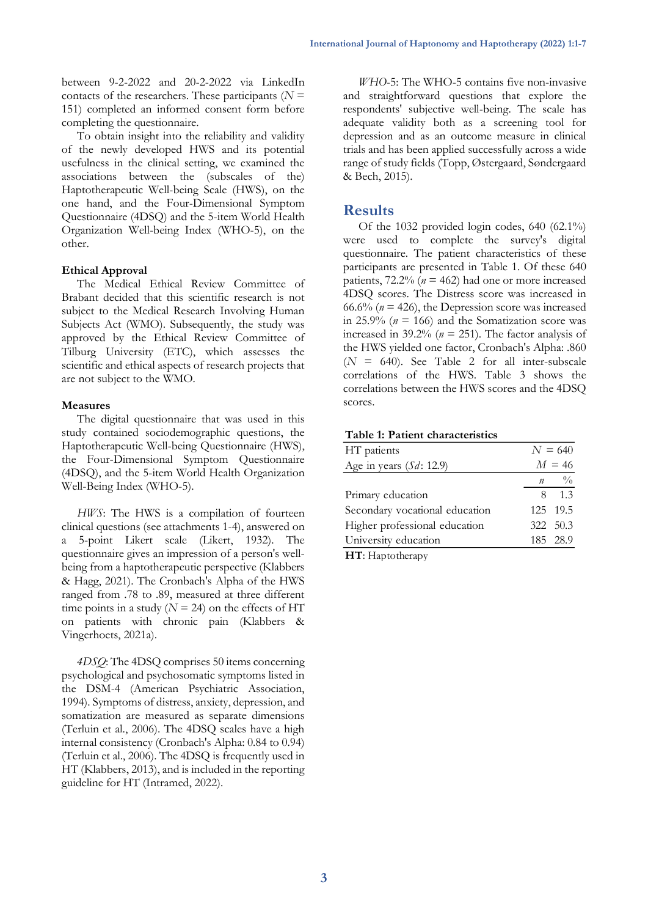between 9-2-2022 and 20-2-2022 via LinkedIn contacts of the researchers. These participants (*N* = 151) completed an informed consent form before completing the questionnaire.

To obtain insight into the reliability and validity of the newly developed HWS and its potential usefulness in the clinical setting, we examined the associations between the (subscales of the) Haptotherapeutic Well-being Scale (HWS), on the one hand, and the Four-Dimensional Symptom Questionnaire (4DSQ) and the 5-item World Health Organization Well-being Index (WHO-5), on the other.

### Ethical Approval

The Medical Ethical Review Committee of Brabant decided that this scientific research is not subject to the Medical Research Involving Human Subjects Act (WMO). Subsequently, the study was approved by the Ethical Review Committee of Tilburg University (ETC), which assesses the scientific and ethical aspects of research projects that are not subject to the WMO.

### Measures

The digital questionnaire that was used in this study contained sociodemographic questions, the Haptotherapeutic Well-being Questionnaire (HWS), the Four-Dimensional Symptom Questionnaire (4DSQ), and the 5-item World Health Organization Well-Being Index (WHO-5).

*HWS*: The HWS is a compilation of fourteen clinical questions (see attachments 1-4), answered on a 5-point Likert scale (Likert, 1932). The questionnaire gives an impression of a person's well-being from a haptotherapeutic perspective (Klabbers & Hagg, 2021). The Cronbach's Alpha of the HWS ranged from .78 to .89, measured at three different time points in a study (*N* = 24) on the effects of HT on patients with chronic pain (Klabbers & Vingerhoets, 2021a).

*4DSQ*: The 4DSQ comprises 50 items concerning psychological and psychosomatic symptoms listed in the DSM-4 (American Psychiatric Association, 1994). Symptoms of distress, anxiety, depression, and somatization are measured as separate dimensions (Terluin et al., 2006). The 4DSQ scales have a high internal consistency (Cronbach's Alpha: 0.84 to 0.94) (Terluin et al., 2006). The 4DSQ is frequently used in HT (Klabbers, 2013), and is included in the reporting guideline for HT (Intramed, 2022).

*WHO-5*: The WHO-5 contains five non-invasive and straightforward questions that explore the respondents' subjective well-being. The scale has adequate validity both as a screening tool for depression and as an outcome measure in clinical trials and has been applied successfully across a wide range of study fields (Topp, Østergaard, Søndergaard & Bech, 2015).

## Results

Of the 1032 provided login codes, 640 (62.1%) were used to complete the survey's digital questionnaire. The patient characteristics of these participants are presented in Table 1. Of these 640 patients, 72.2% (*n* = 462) had one or more increased 4DSQ scores. The Distress score was increased in 66.6% (*n* = 426), the Depression score was increased in 25.9% (*n* = 166) and the Somatization score was increased in 39.2% (*n* = 251). The factor analysis of the HWS yielded one factor, Cronbach's Alpha: .860 (*N* = 640). See Table 2 for all inter-subscale correlations of the HWS. Table 3 shows the correlations between the HWS scores and the 4DSQ scores.

**Table 1: Patient characteristics**

| | | |
|---|---|---|
| HT patients | *N* = 640 | |
| Age in years (*Sd*: 12.9) | *M* = 46 | |
| | *n* | % |
| Primary education | 8 | 1.3 |
| Secondary vocational education | 125 | 19.5 |
| Higher professional education | 322 | 50.3 |
| University education | 185 | 28.9 |

**HT**: Haptotherapy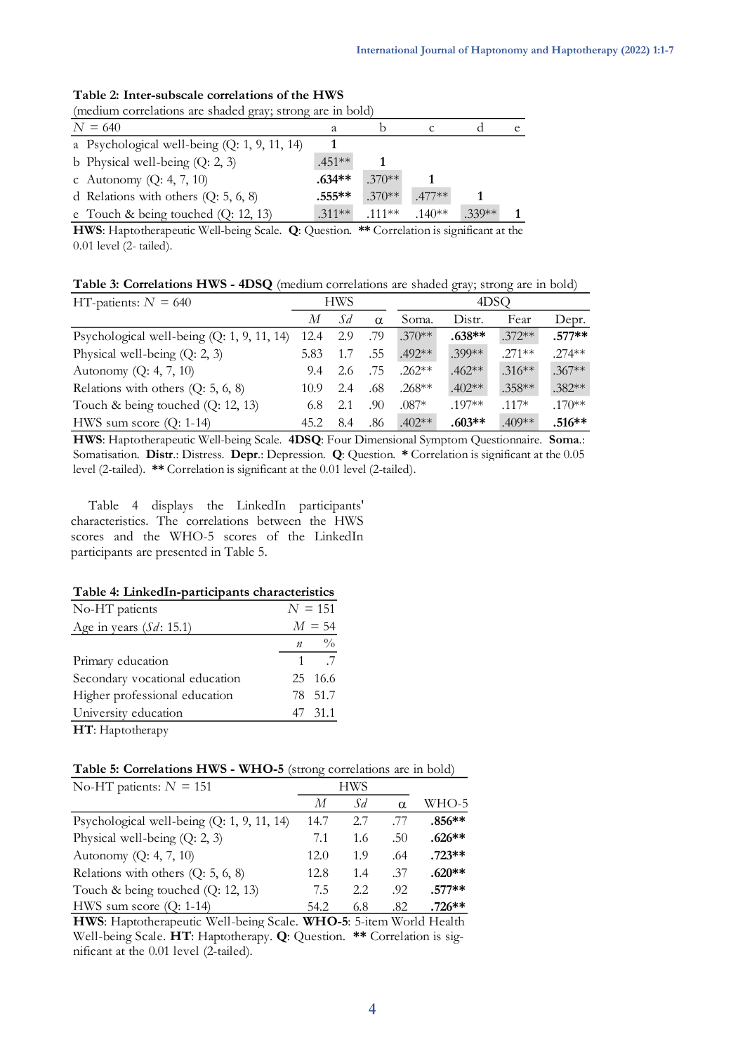**Table 2: Inter-subscale correlations of the HWS**

(medium correlations are shaded gray; strong are in bold)

| $N$ = 640 | a | b | c | d | e |
|---|---|---|---|---|---|
| a Psychological well-being (Q: 1, 9, 11, 14) | **1** | | | | |
| b Physical well-being (Q: 2, 3) | .451** | **1** | | | |
| c Autonomy (Q: 4, 7, 10) | **.634**** | .370** | **1** | | |
| d Relations with others (Q: 5, 6, 8) | **.555**** | .370** | .477** | **1** | |
| e Touch & being touched (Q: 12, 13) | .311** | .111** | .140** | .339** | **1** |

**HWS**: Haptotherapeutic Well-being Scale. **Q**: Question. ** Correlation is significant at the 0.01 level (2- tailed).

**Table 3: Correlations HWS - 4DSQ** (medium correlations are shaded gray; strong are in bold)

| HT-patients: $N$ = 640 | HWS | | | 4DSQ | | | |
|---|---|---|---|---|---|---|---|
| | $M$ | $Sd$ | α | Soma. | Distr. | Fear | Depr. |
| Psychological well-being (Q: 1, 9, 11, 14) | 12.4 | 2.9 | .79 | .370** | **.638**** | .372** | **.577**** |
| Physical well-being (Q: 2, 3) | 5.83 | 1.7 | .55 | .492** | .399** | .271** | .274** |
| Autonomy (Q: 4, 7, 10) | 9.4 | 2.6 | .75 | .262** | .462** | .316** | .367** |
| Relations with others (Q: 5, 6, 8) | 10.9 | 2.4 | .68 | .268** | .402** | .358** | .382** |
| Touch & being touched (Q: 12, 13) | 6.8 | 2.1 | .90 | .087* | .197** | .117* | .170** |
| HWS sum score (Q: 1-14) | 45.2 | 8.4 | .86 | .402** | **.603**** | .409** | **.516**** |

**HWS**: Haptotherapeutic Well-being Scale. **4DSQ**: Four Dimensional Symptom Questionnaire. **Soma.**: Somatisation. **Distr.**: Distress. **Depr.**: Depression. **Q**: Question. * Correlation is significant at the 0.05 level (2-tailed). ** Correlation is significant at the 0.01 level (2-tailed).

Table 4 displays the LinkedIn participants' characteristics. The correlations between the HWS scores and the WHO-5 scores of the LinkedIn participants are presented in Table 5.

**Table 4: LinkedIn-participants characteristics**

| No-HT patients | $N$ = 151 | |
|---|---|---|
| Age in years ($Sd$: 15.1) | $M$ = 54 | |
| | $n$ | % |
| Primary education | 1 | .7 |
| Secondary vocational education | 25 | 16.6 |
| Higher professional education | 78 | 51.7 |
| University education | 47 | 31.1 |

**HT**: Haptotherapy

**Table 5: Correlations HWS - WHO-5** (strong correlations are in bold)

| No-HT patients: $N$ = 151 | HWS | | | |
|---|---|---|---|---|
| | $M$ | $Sd$ | α | WHO-5 |
| Psychological well-being (Q: 1, 9, 11, 14) | 14.7 | 2.7 | .77 | **.856**** |
| Physical well-being (Q: 2, 3) | 7.1 | 1.6 | .50 | **.626**** |
| Autonomy (Q: 4, 7, 10) | 12.0 | 1.9 | .64 | **.723**** |
| Relations with others (Q: 5, 6, 8) | 12.8 | 1.4 | .37 | **.620**** |
| Touch & being touched (Q: 12, 13) | 7.5 | 2.2 | .92 | **.577**** |
| HWS sum score (Q: 1-14) | 54.2 | 6.8 | .82 | **.726**** |

**HWS**: Haptotherapeutic Well-being Scale. **WHO-5**: 5-item World Health Well-being Scale. **HT**: Haptotherapy. **Q**: Question. ** Correlation is significant at the 0.01 level (2-tailed).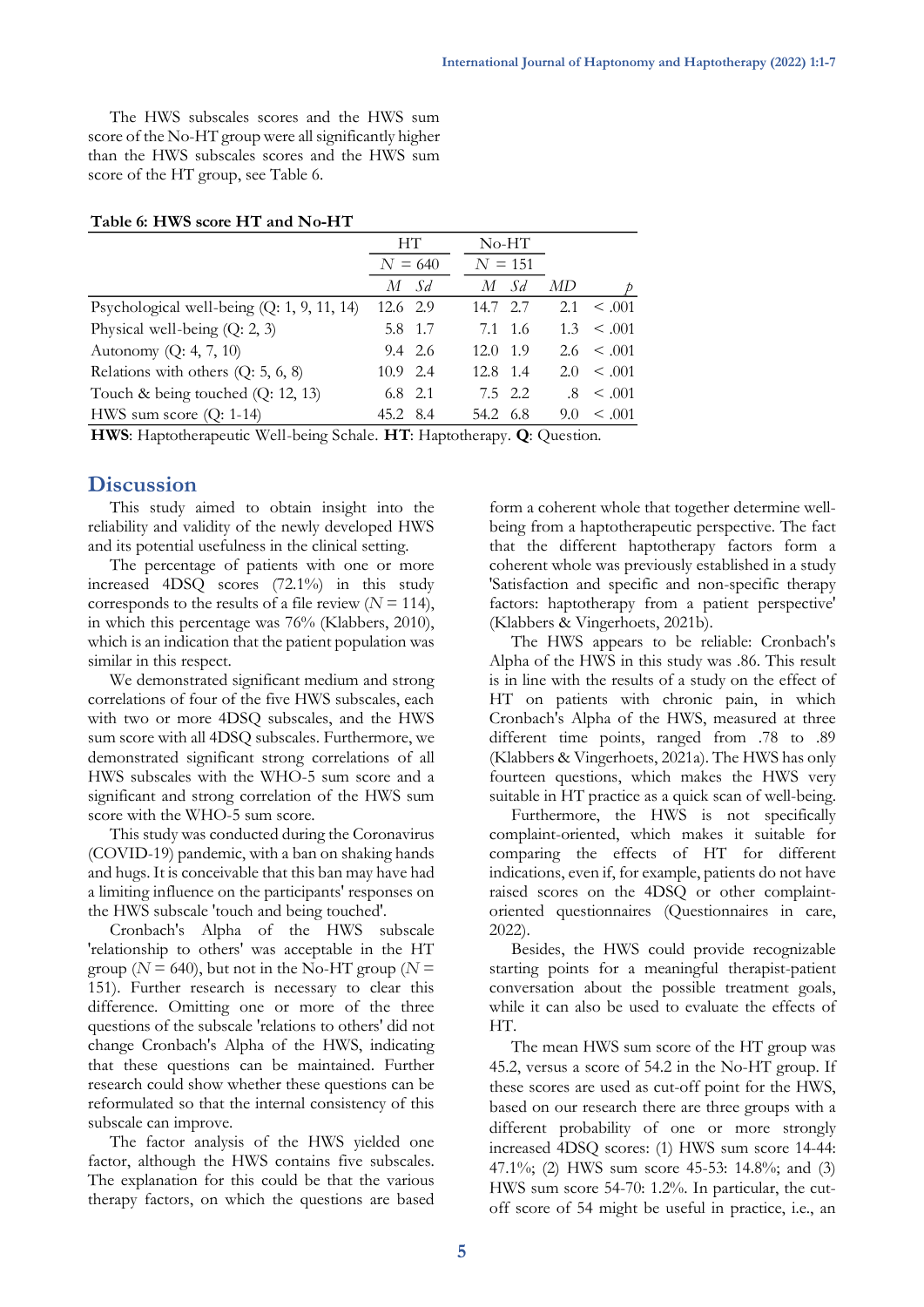The HWS subscales scores and the HWS sum score of the No-HT group were all significantly higher than the HWS subscales scores and the HWS sum score of the HT group, see Table 6.

**Table 6: HWS score HT and No-HT**

| | HT | | No-HT | | | |
|---|---|---|---|---|---|---|
| | *N* = 640 | | *N* = 151 | | | |
| | *M* | *Sd* | *M* | *Sd* | *MD* | *p* |
| Psychological well-being (Q: 1, 9, 11, 14) | 12.6 | 2.9 | 14.7 | 2.7 | 2.1 | < .001 |
| Physical well-being (Q: 2, 3) | 5.8 | 1.7 | 7.1 | 1.6 | 1.3 | < .001 |
| Autonomy (Q: 4, 7, 10) | 9.4 | 2.6 | 12.0 | 1.9 | 2.6 | < .001 |
| Relations with others (Q: 5, 6, 8) | 10.9 | 2.4 | 12.8 | 1.4 | 2.0 | < .001 |
| Touch & being touched (Q: 12, 13) | 6.8 | 2.1 | 7.5 | 2.2 | .8 | < .001 |
| HWS sum score (Q: 1-14) | 45.2 | 8.4 | 54.2 | 6.8 | 9.0 | < .001 |

**HWS**: Haptotherapeutic Well-being Schale. **HT**: Haptotherapy. **Q**: Question.

## Discussion

This study aimed to obtain insight into the reliability and validity of the newly developed HWS and its potential usefulness in the clinical setting.

The percentage of patients with one or more increased 4DSQ scores (72.1%) in this study corresponds to the results of a file review (*N* = 114), in which this percentage was 76% (Klabbers, 2010), which is an indication that the patient population was similar in this respect.

We demonstrated significant medium and strong correlations of four of the five HWS subscales, each with two or more 4DSQ subscales, and the HWS sum score with all 4DSQ subscales. Furthermore, we demonstrated significant strong correlations of all HWS subscales with the WHO-5 sum score and a significant and strong correlation of the HWS sum score with the WHO-5 sum score.

This study was conducted during the Coronavirus (COVID-19) pandemic, with a ban on shaking hands and hugs. It is conceivable that this ban may have had a limiting influence on the participants' responses on the HWS subscale 'touch and being touched'.

Cronbach's Alpha of the HWS subscale 'relationship to others' was acceptable in the HT group (*N* = 640), but not in the No-HT group (*N* = 151). Further research is necessary to clear this difference. Omitting one or more of the three questions of the subscale 'relations to others' did not change Cronbach's Alpha of the HWS, indicating that these questions can be maintained. Further research could show whether these questions can be reformulated so that the internal consistency of this subscale can improve.

The factor analysis of the HWS yielded one factor, although the HWS contains five subscales. The explanation for this could be that the various therapy factors, on which the questions are based form a coherent whole that together determine well-being from a haptotherapeutic perspective. The fact that the different haptotherapy factors form a coherent whole was previously established in a study 'Satisfaction and specific and non-specific therapy factors: haptotherapy from a patient perspective' (Klabbers & Vingerhoets, 2021b).

The HWS appears to be reliable: Cronbach's Alpha of the HWS in this study was .86. This result is in line with the results of a study on the effect of HT on patients with chronic pain, in which Cronbach's Alpha of the HWS, measured at three different time points, ranged from .78 to .89 (Klabbers & Vingerhoets, 2021a). The HWS has only fourteen questions, which makes the HWS very suitable in HT practice as a quick scan of well-being.

Furthermore, the HWS is not specifically complaint-oriented, which makes it suitable for comparing the effects of HT for different indications, even if, for example, patients do not have raised scores on the 4DSQ or other complaint-oriented questionnaires (Questionnaires in care, 2022).

Besides, the HWS could provide recognizable starting points for a meaningful therapist-patient conversation about the possible treatment goals, while it can also be used to evaluate the effects of HT.

The mean HWS sum score of the HT group was 45.2, versus a score of 54.2 in the No-HT group. If these scores are used as cut-off point for the HWS, based on our research there are three groups with a different probability of one or more strongly increased 4DSQ scores: (1) HWS sum score 14-44: 47.1%; (2) HWS sum score 45-53: 14.8%; and (3) HWS sum score 54-70: 1.2%. In particular, the cut-off score of 54 might be useful in practice, i.e., an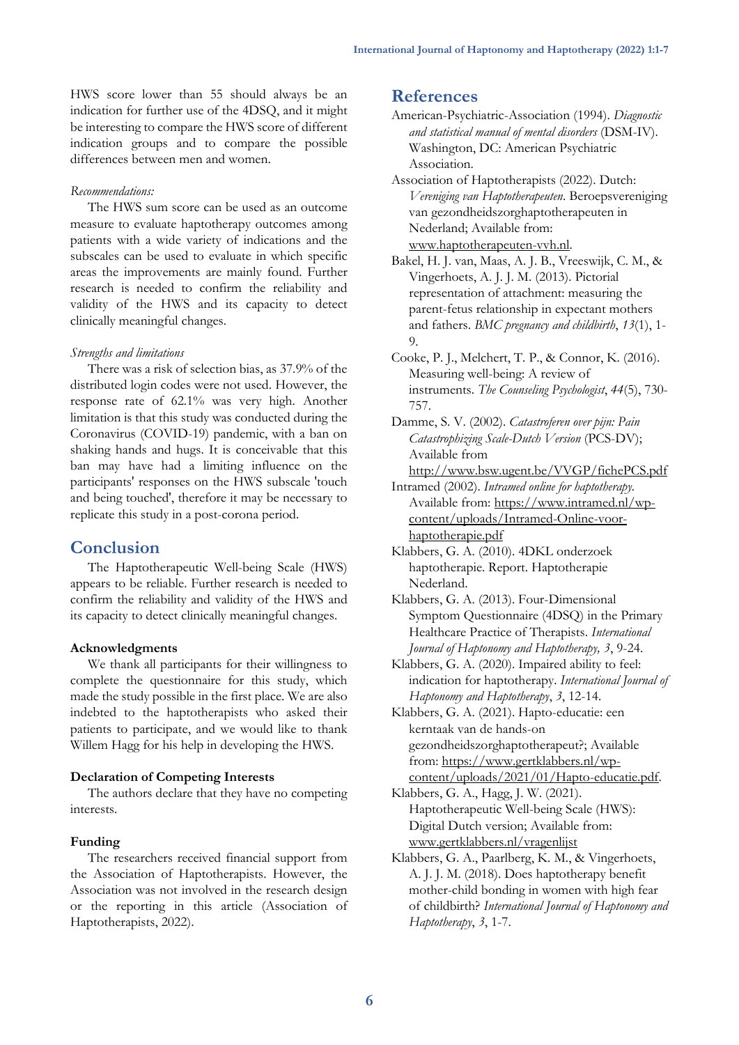HWS score lower than 55 should always be an indication for further use of the 4DSQ, and it might be interesting to compare the HWS score of different indication groups and to compare the possible differences between men and women.

*Recommendations:*

The HWS sum score can be used as an outcome measure to evaluate haptotherapy outcomes among patients with a wide variety of indications and the subscales can be used to evaluate in which specific areas the improvements are mainly found. Further research is needed to confirm the reliability and validity of the HWS and its capacity to detect clinically meaningful changes.

*Strengths and limitations*

There was a risk of selection bias, as 37.9% of the distributed login codes were not used. However, the response rate of 62.1% was very high. Another limitation is that this study was conducted during the Coronavirus (COVID-19) pandemic, with a ban on shaking hands and hugs. It is conceivable that this ban may have had a limiting influence on the participants' responses on the HWS subscale 'touch and being touched', therefore it may be necessary to replicate this study in a post-corona period.

## Conclusion

The Haptotherapeutic Well-being Scale (HWS) appears to be reliable. Further research is needed to confirm the reliability and validity of the HWS and its capacity to detect clinically meaningful changes.

**Acknowledgments**

We thank all participants for their willingness to complete the questionnaire for this study, which made the study possible in the first place. We are also indebted to the haptotherapists who asked their patients to participate, and we would like to thank Willem Hagg for his help in developing the HWS.

**Declaration of Competing Interests**

The authors declare that they have no competing interests.

**Funding**

The researchers received financial support from the Association of Haptotherapists. However, the Association was not involved in the research design or the reporting in this article (Association of Haptotherapists, 2022).

## References

American-Psychiatric-Association (1994). *Diagnostic and statistical manual of mental disorders* (DSM-IV). Washington, DC: American Psychiatric Association.

Association of Haptotherapists (2022). Dutch: *Vereniging van Haptotherapeuten*. Beroepsvereniging van gezondheidszorghaptotherapeuten in Nederland; Available from: www.haptotherapeuten-vvh.nl.

Bakel, H. J. van, Maas, A. J. B., Vreeswijk, C. M., & Vingerhoets, A. J. J. M. (2013). Pictorial representation of attachment: measuring the parent-fetus relationship in expectant mothers and fathers. *BMC pregnancy and childbirth*, *13*(1), 1-9.

Cooke, P. J., Melchert, T. P., & Connor, K. (2016). Measuring well-being: A review of instruments. *The Counseling Psychologist*, *44*(5), 730-757.

Damme, S. V. (2002). *Catastroferen over pijn: Pain Catastrophizing Scale-Dutch Version* (PCS-DV); Available from http://www.bsw.ugent.be/VVGP/fichePCS.pdf

Intramed (2002). *Intramed online for haptotherapy.* Available from: https://www.intramed.nl/wp-content/uploads/Intramed-Online-voor-haptotherapie.pdf

Klabbers, G. A. (2010). 4DKL onderzoek haptotherapie. Report. Haptotherapie Nederland.

Klabbers, G. A. (2013). Four-Dimensional Symptom Questionnaire (4DSQ) in the Primary Healthcare Practice of Therapists. *International Journal of Haptonomy and Haptotherapy, 3*, 9-24.

Klabbers, G. A. (2020). Impaired ability to feel: indication for haptotherapy. *International Journal of Haptonomy and Haptotherapy*, *3*, 12-14.

Klabbers, G. A. (2021). Hapto-educatie: een kerntaak van de hands-on gezondheidszorghaptotherapeut?; Available from: https://www.gertklabbers.nl/wp-content/uploads/2021/01/Hapto-educatie.pdf.

Klabbers, G. A., Hagg, J. W. (2021). Haptotherapeutic Well-being Scale (HWS): Digital Dutch version; Available from: www.gertklabbers.nl/vragenlijst

Klabbers, G. A., Paarlberg, K. M., & Vingerhoets, A. J. J. M. (2018). Does haptotherapy benefit mother-child bonding in women with high fear of childbirth? *International Journal of Haptonomy and Haptotherapy*, *3*, 1-7.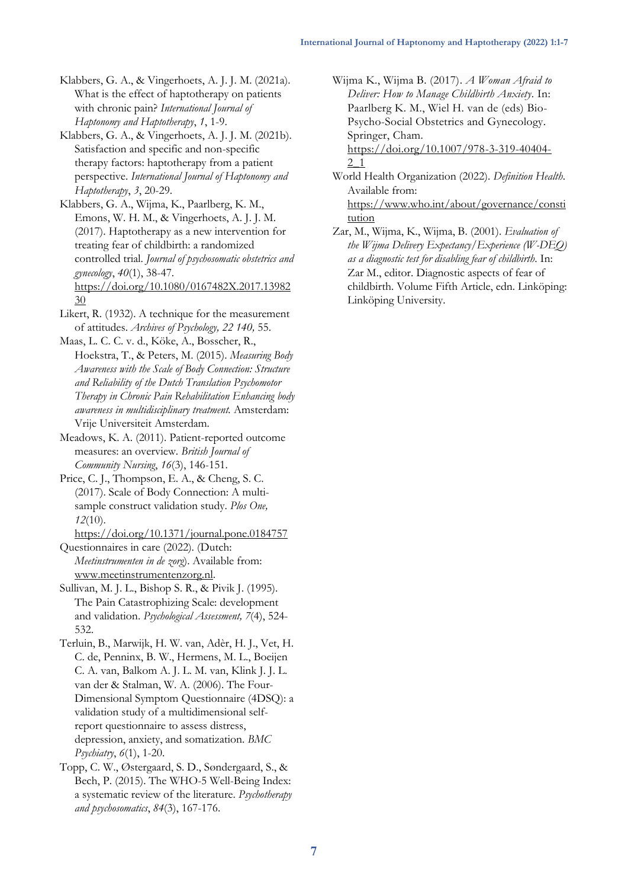Klabbers, G. A., & Vingerhoets, A. J. J. M. (2021a). What is the effect of haptotherapy on patients with chronic pain? *International Journal of Haptonomy and Haptotherapy*, *1*, 1-9.

Klabbers, G. A., & Vingerhoets, A. J. J. M. (2021b). Satisfaction and specific and non-specific therapy factors: haptotherapy from a patient perspective. *International Journal of Haptonomy and Haptotherapy*, *3*, 20-29.

Klabbers, G. A., Wijma, K., Paarlberg, K. M., Emons, W. H. M., & Vingerhoets, A. J. J. M. (2017). Haptotherapy as a new intervention for treating fear of childbirth: a randomized controlled trial. *Journal of psychosomatic obstetrics and gynecology*, *40*(1), 38-47. https://doi.org/10.1080/0167482X.2017.1398230

Likert, R. (1932). A technique for the measurement of attitudes. *Archives of Psychology, 22 140,* 55.

Maas, L. C. C. v. d., Köke, A., Bosscher, R., Hoekstra, T., & Peters, M. (2015). *Measuring Body Awareness with the Scale of Body Connection: Structure and Reliability of the Dutch Translation Psychomotor Therapy in Chronic Pain Rehabilitation Enhancing body awareness in multidisciplinary treatment.* Amsterdam: Vrije Universiteit Amsterdam.

Meadows, K. A. (2011). Patient-reported outcome measures: an overview. *British Journal of Community Nursing*, *16*(3), 146-151.

Price, C. J., Thompson, E. A., & Cheng, S. C. (2017). Scale of Body Connection: A multi-sample construct validation study. *Plos One, 12*(10). https://doi.org/10.1371/journal.pone.0184757

Questionnaires in care (2022). (Dutch: *Meetinstrumenten in de zorg*). Available from: www.meetinstrumentenzorg.nl.

Sullivan, M. J. L., Bishop S. R., & Pivik J. (1995). The Pain Catastrophizing Scale: development and validation. *Psychological Assessment, 7*(4), 524-532.

Terluin, B., Marwijk, H. W. van, Adèr, H. J., Vet, H. C. de, Penninx, B. W., Hermens, M. L., Boeijen C. A. van, Balkom A. J. L. M. van, Klink J. J. L. van der & Stalman, W. A. (2006). The Four-Dimensional Symptom Questionnaire (4DSQ): a validation study of a multidimensional self-report questionnaire to assess distress, depression, anxiety, and somatization. *BMC Psychiatry*, *6*(1), 1-20.

Topp, C. W., Østergaard, S. D., Søndergaard, S., & Bech, P. (2015). The WHO-5 Well-Being Index: a systematic review of the literature. *Psychotherapy and psychosomatics*, *84*(3), 167-176.

Wijma K., Wijma B. (2017). *A Woman Afraid to Deliver: How to Manage Childbirth Anxiety*. In: Paarlberg K. M., Wiel H. van de (eds) Bio-Psycho-Social Obstetrics and Gynecology. Springer, Cham. https://doi.org/10.1007/978-3-319-40404-2_1

World Health Organization (2022). *Definition Health*. Available from: https://www.who.int/about/governance/constitution

Zar, M., Wijma, K., Wijma, B. (2001). *Evaluation of the Wijma Delivery Expectancy/Experience (W-DEQ) as a diagnostic test for disabling fear of childbirth*. In: Zar M., editor. Diagnostic aspects of fear of childbirth. Volume Fifth Article, edn. Linköping: Linköping University.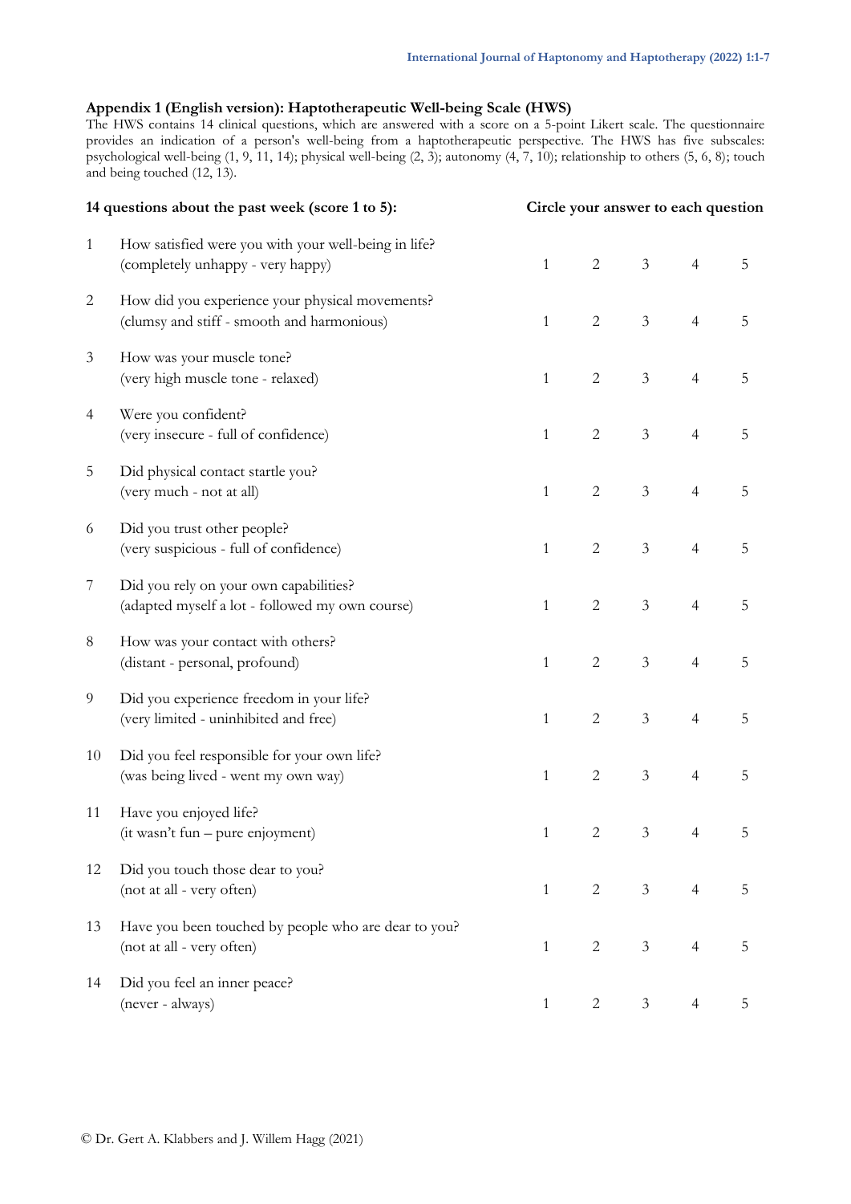## Appendix 1 (English version): Haptotherapeutic Well-being Scale (HWS)

The HWS contains 14 clinical questions, which are answered with a score on a 5-point Likert scale. The questionnaire provides an indication of a person's well-being from a haptotherapeutic perspective. The HWS has five subscales: psychological well-being (1, 9, 11, 14); physical well-being (2, 3); autonomy (4, 7, 10); relationship to others (5, 6, 8); touch and being touched (12, 13).

| | **14 questions about the past week (score 1 to 5):** | **Circle your answer to each question** | | | | |
|---|---|---|---|---|---|---|
| 1 | How satisfied were you with your well-being in life?<br>(completely unhappy - very happy) | 1 | 2 | 3 | 4 | 5 |
| 2 | How did you experience your physical movements?<br>(clumsy and stiff - smooth and harmonious) | 1 | 2 | 3 | 4 | 5 |
| 3 | How was your muscle tone?<br>(very high muscle tone - relaxed) | 1 | 2 | 3 | 4 | 5 |
| 4 | Were you confident?<br>(very insecure - full of confidence) | 1 | 2 | 3 | 4 | 5 |
| 5 | Did physical contact startle you?<br>(very much - not at all) | 1 | 2 | 3 | 4 | 5 |
| 6 | Did you trust other people?<br>(very suspicious - full of confidence) | 1 | 2 | 3 | 4 | 5 |
| 7 | Did you rely on your own capabilities?<br>(adapted myself a lot - followed my own course) | 1 | 2 | 3 | 4 | 5 |
| 8 | How was your contact with others?<br>(distant - personal, profound) | 1 | 2 | 3 | 4 | 5 |
| 9 | Did you experience freedom in your life?<br>(very limited - uninhibited and free) | 1 | 2 | 3 | 4 | 5 |
| 10 | Did you feel responsible for your own life?<br>(was being lived - went my own way) | 1 | 2 | 3 | 4 | 5 |
| 11 | Have you enjoyed life?<br>(it wasn't fun – pure enjoyment) | 1 | 2 | 3 | 4 | 5 |
| 12 | Did you touch those dear to you?<br>(not at all - very often) | 1 | 2 | 3 | 4 | 5 |
| 13 | Have you been touched by people who are dear to you?<br>(not at all - very often) | 1 | 2 | 3 | 4 | 5 |
| 14 | Did you feel an inner peace?<br>(never - always) | 1 | 2 | 3 | 4 | 5 |

© Dr. Gert A. Klabbers and J. Willem Hagg (2021)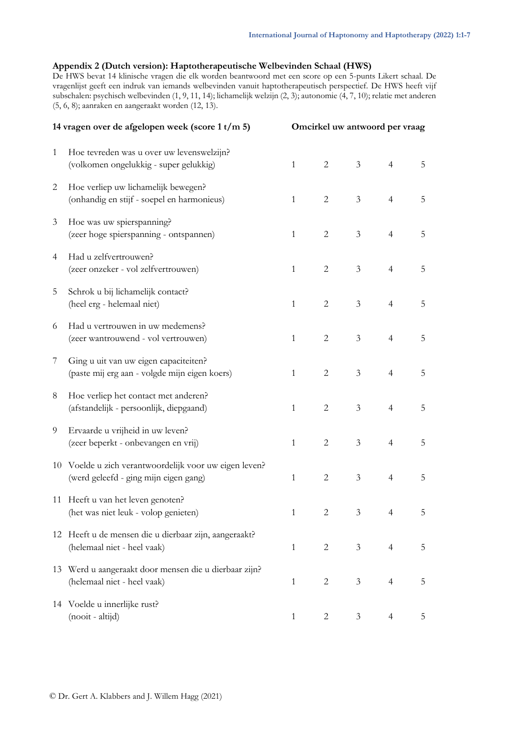## Appendix 2 (Dutch version): Haptotherapeutische Welbevinden Schaal (HWS)

De HWS bevat 14 klinische vragen die elk worden beantwoord met een score op een 5-punts Likert schaal. De vragenlijst geeft een indruk van iemands welbevinden vanuit haptotherapeutisch perspectief. De HWS heeft vijf subschalen: psychisch welbevinden (1, 9, 11, 14); lichamelijk welzijn (2, 3); autonomie (4, 7, 10); relatie met anderen (5, 6, 8); aanraken en aangeraakt worden (12, 13).

| | **14 vragen over de afgelopen week (score 1 t/m 5)** | **Omcirkel uw antwoord per vraag** | | | | |
|---|---|---|---|---|---|---|
| 1 | Hoe tevreden was u over uw levenswelzijn?<br>(volkomen ongelukkig - super gelukkig) | 1 | 2 | 3 | 4 | 5 |
| 2 | Hoe verliep uw lichamelijk bewegen?<br>(onhandig en stijf - soepel en harmonieus) | 1 | 2 | 3 | 4 | 5 |
| 3 | Hoe was uw spierspanning?<br>(zeer hoge spierspanning - ontspannen) | 1 | 2 | 3 | 4 | 5 |
| 4 | Had u zelfvertrouwen?<br>(zeer onzeker - vol zelfvertrouwen) | 1 | 2 | 3 | 4 | 5 |
| 5 | Schrok u bij lichamelijk contact?<br>(heel erg - helemaal niet) | 1 | 2 | 3 | 4 | 5 |
| 6 | Had u vertrouwen in uw medemens?<br>(zeer wantrouwend - vol vertrouwen) | 1 | 2 | 3 | 4 | 5 |
| 7 | Ging u uit van uw eigen capaciteiten?<br>(paste mij erg aan - volgde mijn eigen koers) | 1 | 2 | 3 | 4 | 5 |
| 8 | Hoe verliep het contact met anderen?<br>(afstandelijk - persoonlijk, diepgaand) | 1 | 2 | 3 | 4 | 5 |
| 9 | Ervaarde u vrijheid in uw leven?<br>(zeer beperkt - onbevangen en vrij) | 1 | 2 | 3 | 4 | 5 |
| 10 | Voelde u zich verantwoordelijk voor uw eigen leven?<br>(werd geleefd - ging mijn eigen gang) | 1 | 2 | 3 | 4 | 5 |
| 11 | Heeft u van het leven genoten?<br>(het was niet leuk - volop genieten) | 1 | 2 | 3 | 4 | 5 |
| 12 | Heeft u de mensen die u dierbaar zijn, aangeraakt?<br>(helemaal niet - heel vaak) | 1 | 2 | 3 | 4 | 5 |
| 13 | Werd u aangeraakt door mensen die u dierbaar zijn?<br>(helemaal niet - heel vaak) | 1 | 2 | 3 | 4 | 5 |
| 14 | Voelde u innerlijke rust?<br>(nooit - altijd) | 1 | 2 | 3 | 4 | 5 |

© Dr. Gert A. Klabbers and J. Willem Hagg (2021)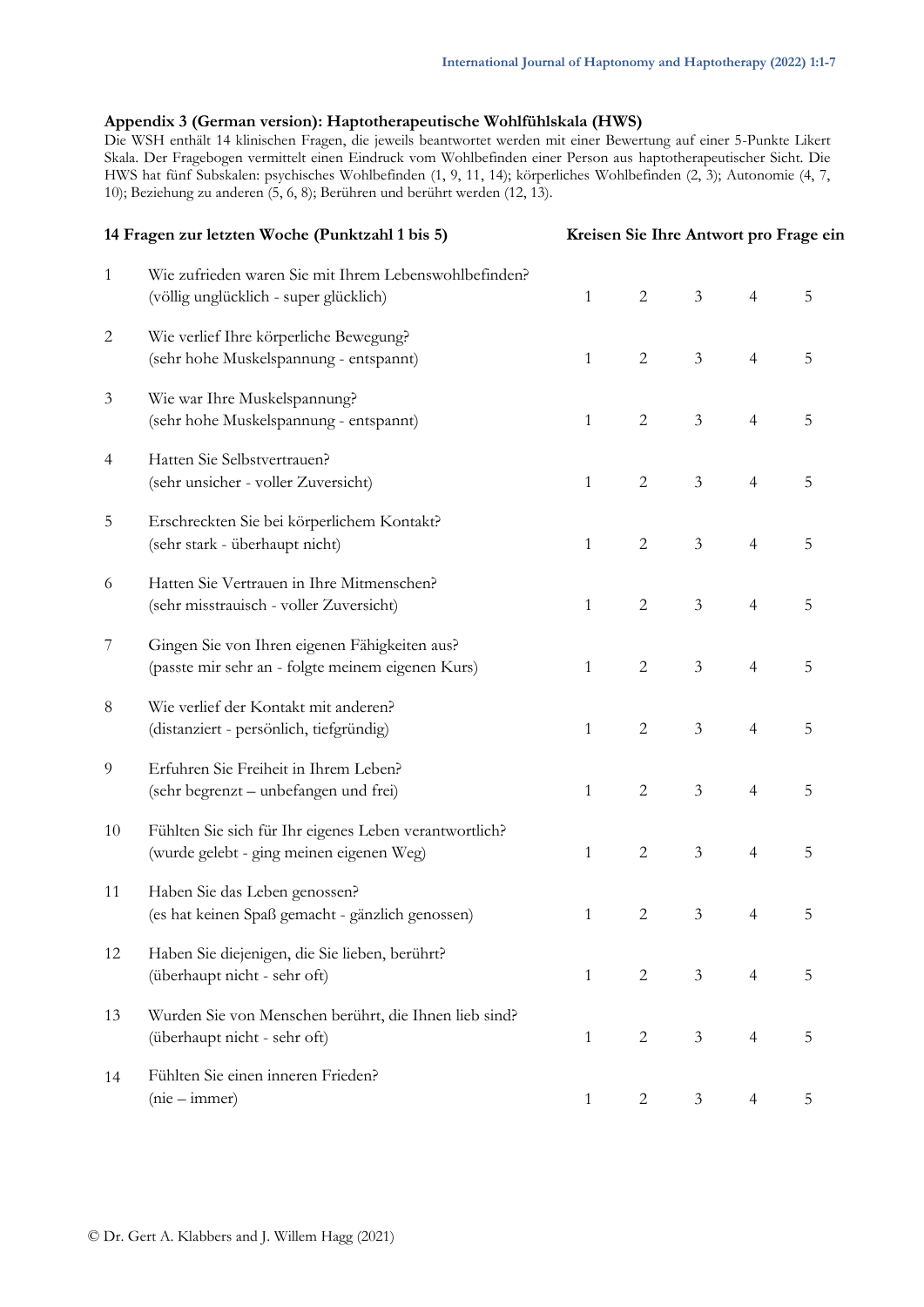## Appendix 3 (German version): Haptotherapeutische Wohlfühlskala (HWS)

Die WSH enthält 14 klinischen Fragen, die jeweils beantwortet werden mit einer Bewertung auf einer 5-Punkte Likert Skala. Der Fragebogen vermittelt einen Eindruck vom Wohlbefinden einer Person aus haptotherapeutischer Sicht. Die HWS hat fünf Subskalen: psychisches Wohlbefinden (1, 9, 11, 14); körperliches Wohlbefinden (2, 3); Autonomie (4, 7, 10); Beziehung zu anderen (5, 6, 8); Berühren und berührt werden (12, 13).

| | **14 Fragen zur letzten Woche (Punktzahl 1 bis 5)** | **Kreisen Sie Ihre Antwort pro Frage ein** | | | | |
|---|---|---|---|---|---|---|
| 1 | Wie zufrieden waren Sie mit Ihrem Lebenswohlbefinden? (völlig unglücklich - super glücklich) | 1 | 2 | 3 | 4 | 5 |
| 2 | Wie verlief Ihre körperliche Bewegung? (sehr hohe Muskelspannung - entspannt) | 1 | 2 | 3 | 4 | 5 |
| 3 | Wie war Ihre Muskelspannung? (sehr hohe Muskelspannung - entspannt) | 1 | 2 | 3 | 4 | 5 |
| 4 | Hatten Sie Selbstvertrauen? (sehr unsicher - voller Zuversicht) | 1 | 2 | 3 | 4 | 5 |
| 5 | Erschreckten Sie bei körperlichem Kontakt? (sehr stark - überhaupt nicht) | 1 | 2 | 3 | 4 | 5 |
| 6 | Hatten Sie Vertrauen in Ihre Mitmenschen? (sehr misstrauisch - voller Zuversicht) | 1 | 2 | 3 | 4 | 5 |
| 7 | Gingen Sie von Ihren eigenen Fähigkeiten aus? (passte mir sehr an - folgte meinem eigenen Kurs) | 1 | 2 | 3 | 4 | 5 |
| 8 | Wie verlief der Kontakt mit anderen? (distanziert - persönlich, tiefgründig) | 1 | 2 | 3 | 4 | 5 |
| 9 | Erfuhren Sie Freiheit in Ihrem Leben? (sehr begrenzt – unbefangen und frei) | 1 | 2 | 3 | 4 | 5 |
| 10 | Fühlten Sie sich für Ihr eigenes Leben verantwortlich? (wurde gelebt - ging meinen eigenen Weg) | 1 | 2 | 3 | 4 | 5 |
| 11 | Haben Sie das Leben genossen? (es hat keinen Spaß gemacht - gänzlich genossen) | 1 | 2 | 3 | 4 | 5 |
| 12 | Haben Sie diejenigen, die Sie lieben, berührt? (überhaupt nicht - sehr oft) | 1 | 2 | 3 | 4 | 5 |
| 13 | Wurden Sie von Menschen berührt, die Ihnen lieb sind? (überhaupt nicht - sehr oft) | 1 | 2 | 3 | 4 | 5 |
| 14 | Fühlten Sie einen inneren Frieden? (nie – immer) | 1 | 2 | 3 | 4 | 5 |

© Dr. Gert A. Klabbers and J. Willem Hagg (2021)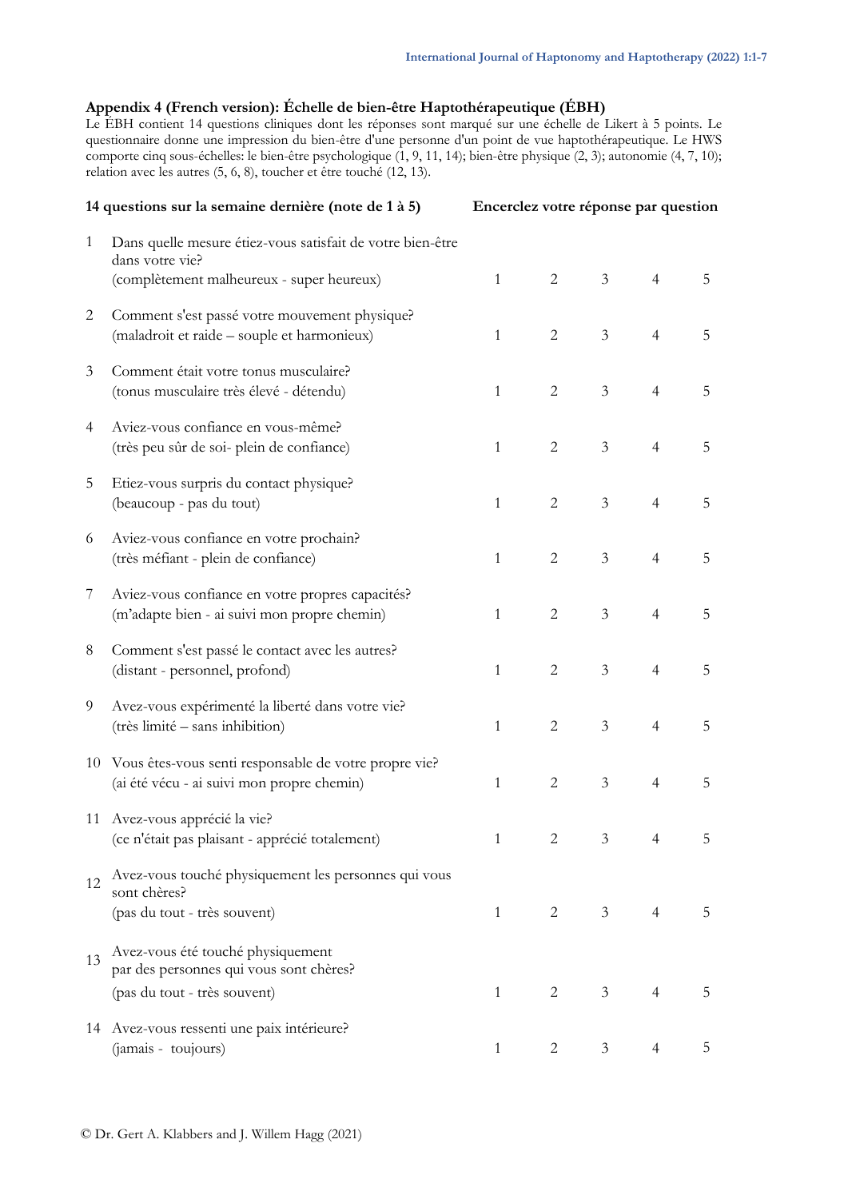### Appendix 4 (French version): Échelle de bien-être Haptothérapeutique (ÉBH)

Le ÉBH contient 14 questions cliniques dont les réponses sont marqué sur une échelle de Likert à 5 points. Le questionnaire donne une impression du bien-être d'une personne d'un point de vue haptothérapeutique. Le HWS comporte cinq sous-échelles: le bien-être psychologique (1, 9, 11, 14); bien-être physique (2, 3); autonomie (4, 7, 10); relation avec les autres (5, 6, 8), toucher et être touché (12, 13).

| | 14 questions sur la semaine dernière (note de 1 à 5) | Encerclez votre réponse par question | | | | |
|---|---|---|---|---|---|---|
| 1 | Dans quelle mesure étiez-vous satisfait de votre bien-être dans votre vie? (complètement malheureux - super heureux) | 1 | 2 | 3 | 4 | 5 |
| 2 | Comment s'est passé votre mouvement physique? (maladroit et raide – souple et harmonieux) | 1 | 2 | 3 | 4 | 5 |
| 3 | Comment était votre tonus musculaire? (tonus musculaire très élevé - détendu) | 1 | 2 | 3 | 4 | 5 |
| 4 | Aviez-vous confiance en vous-même? (très peu sûr de soi- plein de confiance) | 1 | 2 | 3 | 4 | 5 |
| 5 | Etiez-vous surpris du contact physique? (beaucoup - pas du tout) | 1 | 2 | 3 | 4 | 5 |
| 6 | Aviez-vous confiance en votre prochain? (très méfiant - plein de confiance) | 1 | 2 | 3 | 4 | 5 |
| 7 | Aviez-vous confiance en votre propres capacités? (m'adapte bien - ai suivi mon propre chemin) | 1 | 2 | 3 | 4 | 5 |
| 8 | Comment s'est passé le contact avec les autres? (distant - personnel, profond) | 1 | 2 | 3 | 4 | 5 |
| 9 | Avez-vous expérimenté la liberté dans votre vie? (très limité – sans inhibition) | 1 | 2 | 3 | 4 | 5 |
| 10 | Vous êtes-vous senti responsable de votre propre vie? (ai été vécu - ai suivi mon propre chemin) | 1 | 2 | 3 | 4 | 5 |
| 11 | Avez-vous apprécié la vie? (ce n'était pas plaisant - apprécié totalement) | 1 | 2 | 3 | 4 | 5 |
| 12 | Avez-vous touché physiquement les personnes qui vous sont chères? (pas du tout - très souvent) | 1 | 2 | 3 | 4 | 5 |
| 13 | Avez-vous été touché physiquement par des personnes qui vous sont chères? (pas du tout - très souvent) | 1 | 2 | 3 | 4 | 5 |
| 14 | Avez-vous ressenti une paix intérieure? (jamais - toujours) | 1 | 2 | 3 | 4 | 5 |

© Dr. Gert A. Klabbers and J. Willem Hagg (2021)